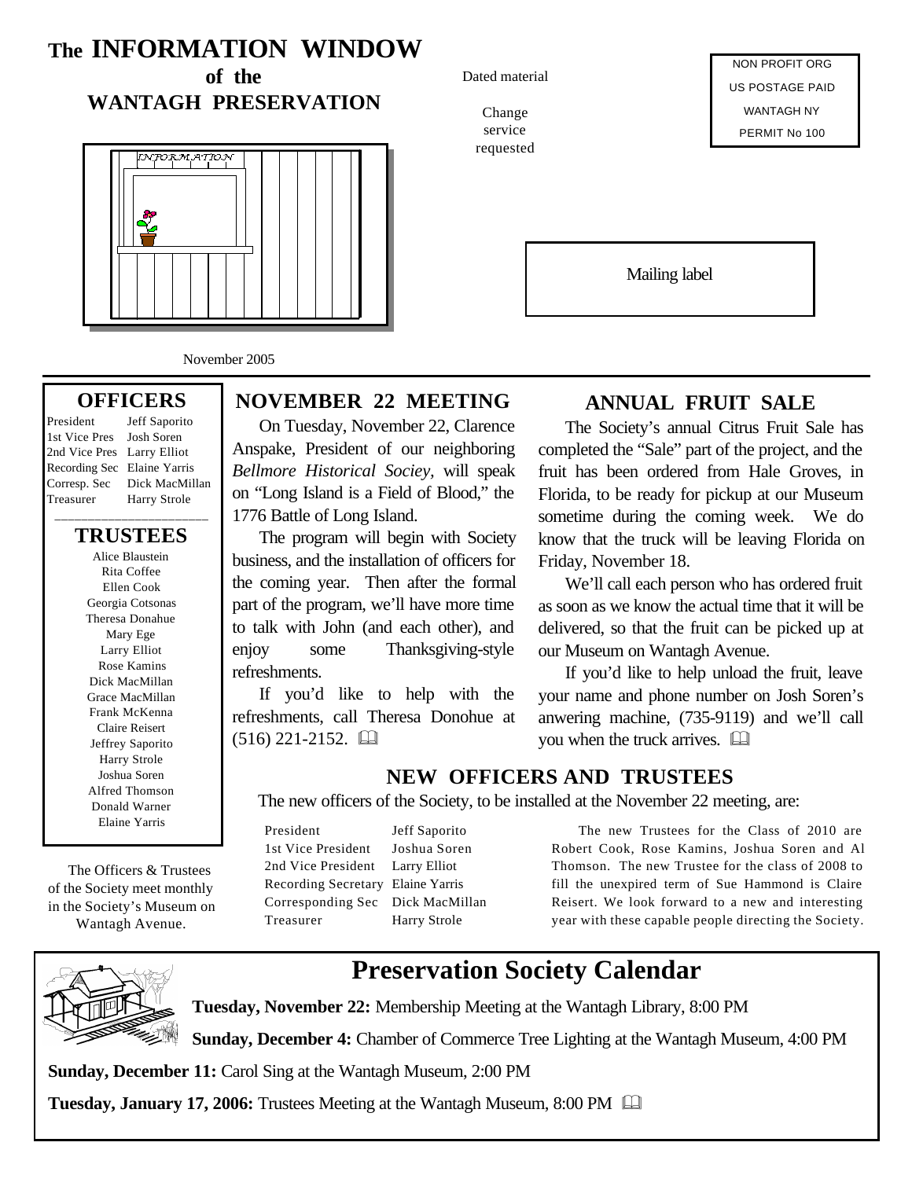# The INFORMATION WINDOW
## of the
## WANTAGH PRESERVATION

Dated material

Change service requested

NON PROFIT ORG
US POSTAGE PAID
WANTAGH NY
PERMIT No 100

Mailing label

November 2005

## OFFICERS

| | |
|---|---|
| President | Jeff Saporito |
| 1st Vice Pres | Josh Soren |
| 2nd Vice Pres | Larry Elliot |
| Recording Sec | Elaine Yarris |
| Corresp. Sec | Dick MacMillan |
| Treasurer | Harry Strole |

## TRUSTEES

Alice Blaustein
Rita Coffee
Ellen Cook
Georgia Cotsonas
Theresa Donahue
Mary Ege
Larry Elliot
Rose Kamins
Dick MacMillan
Grace MacMillan
Frank McKenna
Claire Reisert
Jeffrey Saporito
Harry Strole
Joshua Soren
Alfred Thomson
Donald Warner
Elaine Yarris

The Officers & Trustees of the Society meet monthly in the Society's Museum on Wantagh Avenue.

## NOVEMBER 22 MEETING

On Tuesday, November 22, Clarence Anspake, President of our neighboring *Bellmore Historical Sociey*, will speak on "Long Island is a Field of Blood," the 1776 Battle of Long Island.

The program will begin with Society business, and the installation of officers for the coming year. Then after the formal part of the program, we'll have more time to talk with John (and each other), and enjoy some Thanksgiving-style refreshments.

If you'd like to help with the refreshments, call Theresa Donohue at (516) 221-2152.

## ANNUAL FRUIT SALE

The Society's annual Citrus Fruit Sale has completed the "Sale" part of the project, and the fruit has been ordered from Hale Groves, in Florida, to be ready for pickup at our Museum sometime during the coming week. We do know that the truck will be leaving Florida on Friday, November 18.

We'll call each person who has ordered fruit as soon as we know the actual time that it will be delivered, so that the fruit can be picked up at our Museum on Wantagh Avenue.

If you'd like to help unload the fruit, leave your name and phone number on Josh Soren's anwering machine, (735-9119) and we'll call you when the truck arrives.

## NEW OFFICERS AND TRUSTEES

The new officers of the Society, to be installed at the November 22 meeting, are:

| | |
|---|---|
| President | Jeff Saporito |
| 1st Vice President | Joshua Soren |
| 2nd Vice President | Larry Elliot |
| Recording Secretary | Elaine Yarris |
| Corresponding Sec | Dick MacMillan |
| Treasurer | Harry Strole |

The new Trustees for the Class of 2010 are Robert Cook, Rose Kamins, Joshua Soren and Al Thomson. The new Trustee for the class of 2008 to fill the unexpired term of Sue Hammond is Claire Reisert. We look forward to a new and interesting year with these capable people directing the Society.

## Preservation Society Calendar

**Tuesday, November 22:** Membership Meeting at the Wantagh Library, 8:00 PM

**Sunday, December 4:** Chamber of Commerce Tree Lighting at the Wantagh Museum, 4:00 PM

**Sunday, December 11:** Carol Sing at the Wantagh Museum, 2:00 PM

**Tuesday, January 17, 2006:** Trustees Meeting at the Wantagh Museum, 8:00 PM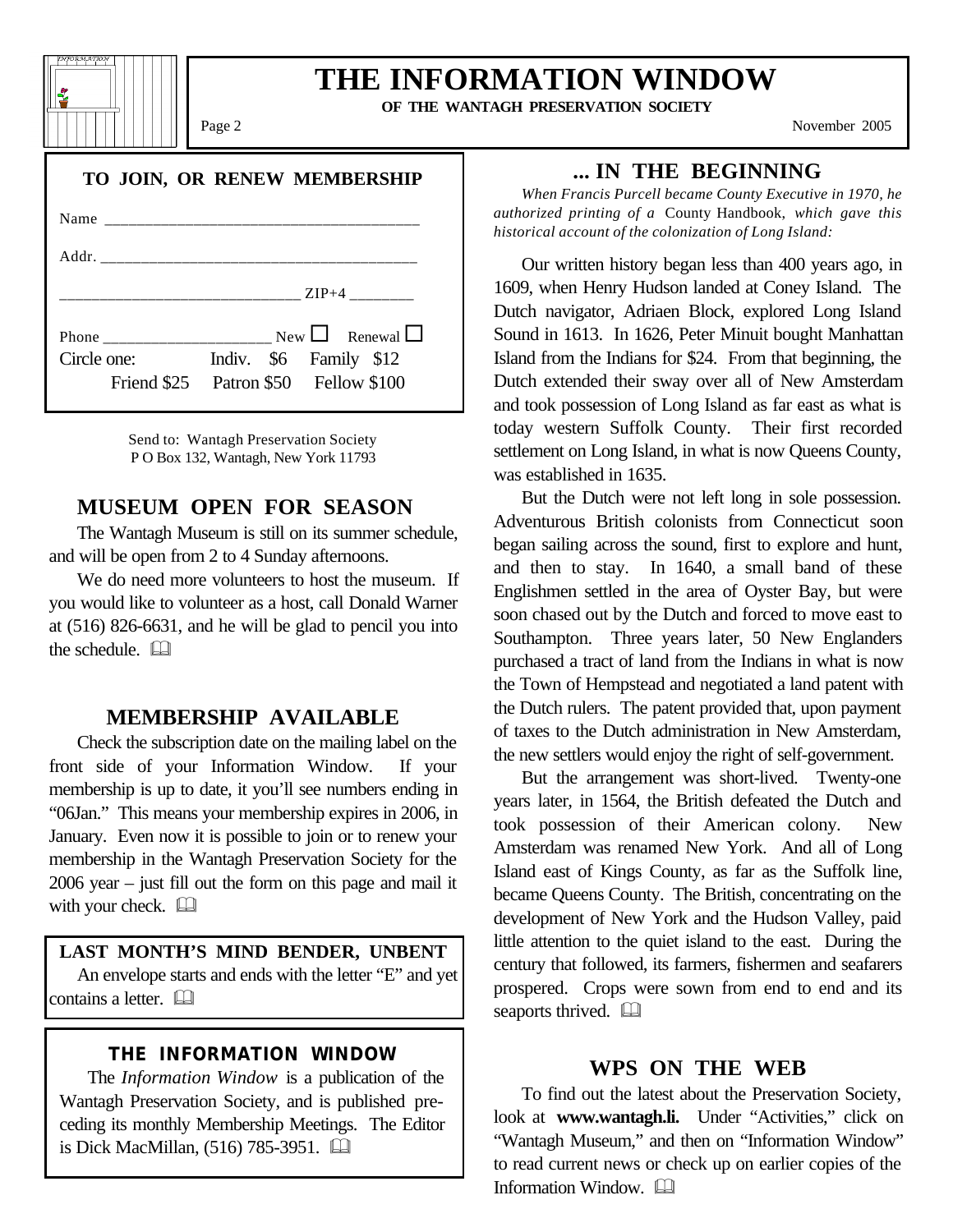# THE INFORMATION WINDOW

**OF THE WANTAGH PRESERVATION SOCIETY**

November 2005

### TO JOIN, OR RENEW MEMBERSHIP

Name ______________________________________

Addr. ______________________________________

_____________________________ ZIP+4 ________

Phone ____________________ New ☐ Renewal ☐

Circle one: Indiv. $6 Family $12

Friend $25 Patron $50 Fellow $100

Send to: Wantagh Preservation Society
P O Box 132, Wantagh, New York 11793

## MUSEUM OPEN FOR SEASON

The Wantagh Museum is still on its summer schedule, and will be open from 2 to 4 Sunday afternoons.

We do need more volunteers to host the museum. If you would like to volunteer as a host, call Donald Warner at (516) 826-6631, and he will be glad to pencil you into the schedule.

## MEMBERSHIP AVAILABLE

Check the subscription date on the mailing label on the front side of your Information Window. If your membership is up to date, it you'll see numbers ending in "06Jan." This means your membership expires in 2006, in January. Even now it is possible to join or to renew your membership in the Wantagh Preservation Society for the 2006 year – just fill out the form on this page and mail it with your check.

### LAST MONTH'S MIND BENDER, UNBENT

An envelope starts and ends with the letter "E" and yet contains a letter.

### THE INFORMATION WINDOW

The *Information Window* is a publication of the Wantagh Preservation Society, and is published preceding its monthly Membership Meetings. The Editor is Dick MacMillan, (516) 785-3951.

## ... IN THE BEGINNING

*When Francis Purcell became County Executive in 1970, he authorized printing of a* County Handbook, *which gave this historical account of the colonization of Long Island:*

Our written history began less than 400 years ago, in 1609, when Henry Hudson landed at Coney Island. The Dutch navigator, Adriaen Block, explored Long Island Sound in 1613. In 1626, Peter Minuit bought Manhattan Island from the Indians for $24. From that beginning, the Dutch extended their sway over all of New Amsterdam and took possession of Long Island as far east as what is today western Suffolk County. Their first recorded settlement on Long Island, in what is now Queens County, was established in 1635.

But the Dutch were not left long in sole possession. Adventurous British colonists from Connecticut soon began sailing across the sound, first to explore and hunt, and then to stay. In 1640, a small band of these Englishmen settled in the area of Oyster Bay, but were soon chased out by the Dutch and forced to move east to Southampton. Three years later, 50 New Englanders purchased a tract of land from the Indians in what is now the Town of Hempstead and negotiated a land patent with the Dutch rulers. The patent provided that, upon payment of taxes to the Dutch administration in New Amsterdam, the new settlers would enjoy the right of self-government.

But the arrangement was short-lived. Twenty-one years later, in 1564, the British defeated the Dutch and took possession of their American colony. New Amsterdam was renamed New York. And all of Long Island east of Kings County, as far as the Suffolk line, became Queens County. The British, concentrating on the development of New York and the Hudson Valley, paid little attention to the quiet island to the east. During the century that followed, its farmers, fishermen and seafarers prospered. Crops were sown from end to end and its seaports thrived.

## WPS ON THE WEB

To find out the latest about the Preservation Society, look at **www.wantagh.li.** Under "Activities," click on "Wantagh Museum," and then on "Information Window" to read current news or check up on earlier copies of the Information Window.